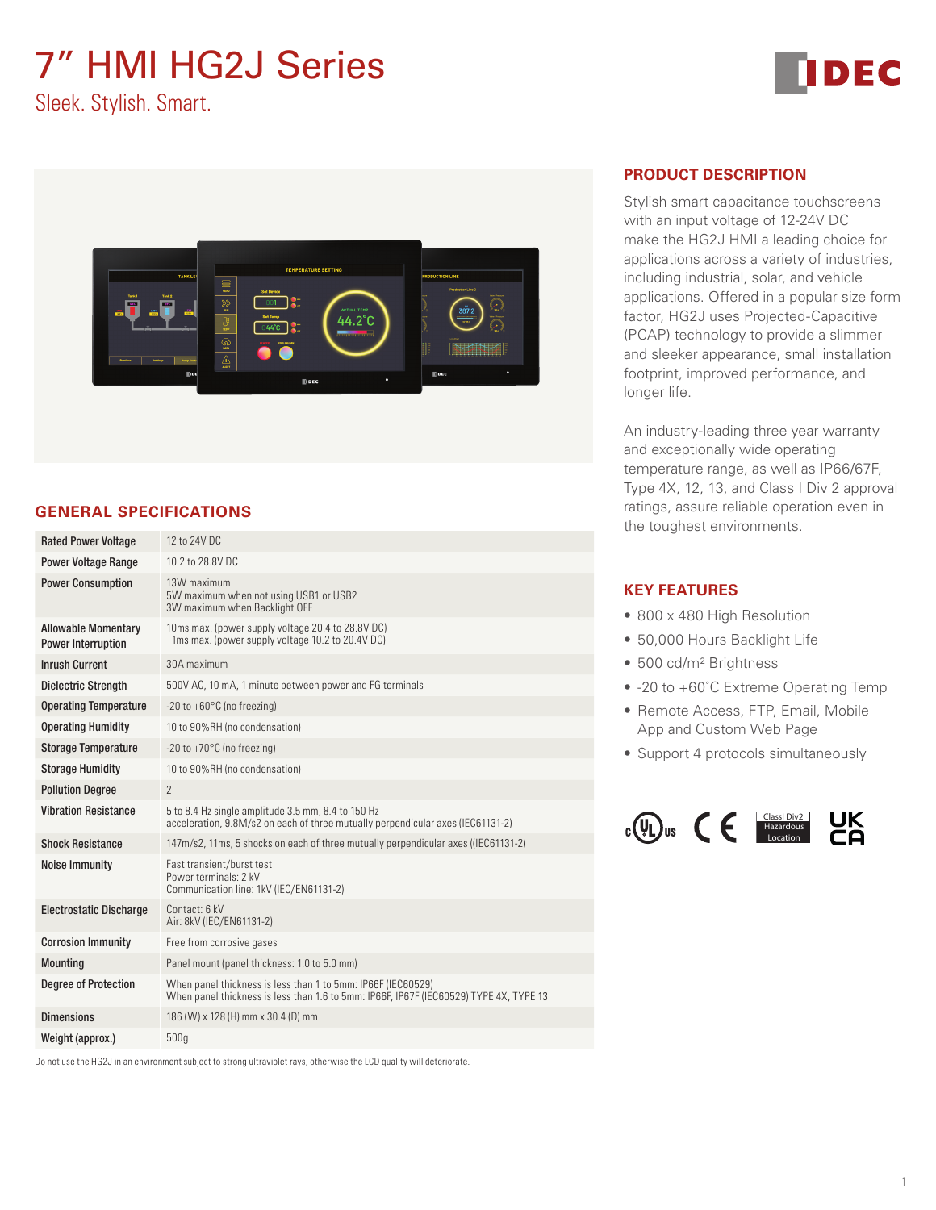# 7" HMI HG2J Series

Sleek. Stylish. Smart.

## PRODUCT DESCRIPTION

Stylish smart capacitance touchscreens with an input voltage of 12-24V DC make the HG2J HMI a leading choice for applications across a variety of industries, including industrial, solar, and vehicle applications. Offered in a popular size form factor, HG2J uses Projected-Capacitive (PCAP) technology to provide a slimmer and sleeker appearance, small installation footprint, improved performance, and longer life.

An industry-leading three year warranty and exceptionally wide operating temperature range, as well as IP66/67F, Type 4X, 12, 13, and Class I Div 2 approval ratings, assure reliable operation even in the toughest environments.

## KEY FEATURES

- 800 x 480 High Resolution
- 50,000 Hours Backlight Life
- 500 cd/m² Brightness
- -20 to +60˚C Extreme Operating Temp
- Remote Access, FTP, Email, Mobile App and Custom Web Page
- Support 4 protocols simultaneously

ClassI Div2 Hazardous Location

## GENERAL SPECIFICATIONS

| | |
|---|---|
| Rated Power Voltage | 12 to 24V DC |
| Power Voltage Range | 10.2 to 28.8V DC |
| Power Consumption | 13W maximum<br>5W maximum when not using USB1 or USB2<br>3W maximum when Backlight OFF |
| Allowable Momentary Power Interruption | 10ms max. (power supply voltage 20.4 to 28.8V DC)<br>1ms max. (power supply voltage 10.2 to 20.4V DC) |
| Inrush Current | 30A maximum |
| Dielectric Strength | 500V AC, 10 mA, 1 minute between power and FG terminals |
| Operating Temperature | -20 to +60°C (no freezing) |
| Operating Humidity | 10 to 90%RH (no condensation) |
| Storage Temperature | -20 to +70°C (no freezing) |
| Storage Humidity | 10 to 90%RH (no condensation) |
| Pollution Degree | 2 |
| Vibration Resistance | 5 to 8.4 Hz single amplitude 3.5 mm, 8.4 to 150 Hz<br>acceleration, 9.8M/s2 on each of three mutually perpendicular axes (IEC61131-2) |
| Shock Resistance | 147m/s2, 11ms, 5 shocks on each of three mutually perpendicular axes ((IEC61131-2) |
| Noise Immunity | Fast transient/burst test<br>Power terminals: 2 kV<br>Communication line: 1kV (IEC/EN61131-2) |
| Electrostatic Discharge | Contact: 6 kV<br>Air: 8kV (IEC/EN61131-2) |
| Corrosion Immunity | Free from corrosive gases |
| Mounting | Panel mount (panel thickness: 1.0 to 5.0 mm) |
| Degree of Protection | When panel thickness is less than 1 to 5mm: IP66F (IEC60529)<br>When panel thickness is less than 1.6 to 5mm: IP66F, IP67F (IEC60529) TYPE 4X, TYPE 13 |
| Dimensions | 186 (W) x 128 (H) mm x 30.4 (D) mm |
| Weight (approx.) | 500g |

Do not use the HG2J in an environment subject to strong ultraviolet rays, otherwise the LCD quality will deteriorate.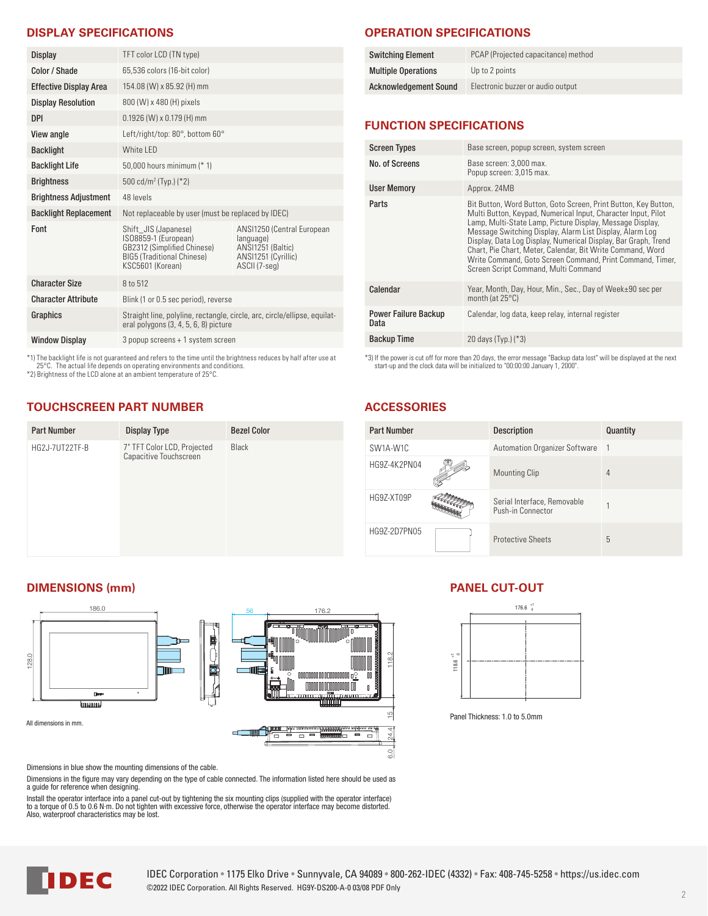## DISPLAY SPECIFICATIONS

| | | |
|---|---|---|
| **Display** | TFT color LCD (TN type) | |
| **Color / Shade** | 65,536 colors (16-bit color) | |
| **Effective Display Area** | 154.08 (W) x 85.92 (H) mm | |
| **Display Resolution** | 800 (W) x 480 (H) pixels | |
| **DPI** | 0.1926 (W) x 0.179 (H) mm | |
| **View angle** | Left/right/top: 80°, bottom 60° | |
| **Backlight** | White LED | |
| **Backlight Life** | 50,000 hours minimum (* 1) | |
| **Brightness** | 500 cd/m² (Typ.) (*2) | |
| **Brightness Adjustment** | 48 levels | |
| **Backlight Replacement** | Not replaceable by user (must be replaced by IDEC) | |
| **Font** | Shift_JIS (Japanese)<br>ISO8859-1 (European)<br>GB2312 (Simplified Chinese)<br>BIG5 (Traditional Chinese)<br>KSC5601 (Korean) | ANSI1250 (Central European language)<br>ANSI1251 (Baltic)<br>ANSI1251 (Cyrillic)<br>ASCII (7-seg) |
| **Character Size** | 8 to 512 | |
| **Character Attribute** | Blink (1 or 0.5 sec period), reverse | |
| **Graphics** | Straight line, polyline, rectangle, circle, arc, circle/ellipse, equilateral polygons (3, 4, 5, 6, 8) picture | |
| **Window Display** | 3 popup screens + 1 system screen | |

*1) The backlight life is not guaranteed and refers to the time until the brightness reduces by half after use at 25°C. The actual life depends on operating environments and conditions.
*2) Brightness of the LCD alone at an ambient temperature of 25°C.

## OPERATION SPECIFICATIONS

| | |
|---|---|
| **Switching Element** | PCAP (Projected capacitance) method |
| **Multiple Operations** | Up to 2 points |
| **Acknowledgement Sound** | Electronic buzzer or audio output |

## FUNCTION SPECIFICATIONS

| | |
|---|---|
| **Screen Types** | Base screen, popup screen, system screen |
| **No. of Screens** | Base screen: 3,000 max.<br>Popup screen: 3,015 max. |
| **User Memory** | Approx. 24MB |
| **Parts** | Bit Button, Word Button, Goto Screen, Print Button, Key Button, Multi Button, Keypad, Numerical Input, Character Input, Pilot Lamp, Multi-State Lamp, Picture Display, Message Display, Message Switching Display, Alarm List Display, Alarm Log Display, Data Log Display, Numerical Display, Bar Graph, Trend Chart, Pie Chart, Meter, Calendar, Bit Write Command, Word Write Command, Goto Screen Command, Print Command, Timer, Screen Script Command, Multi Command |
| **Calendar** | Year, Month, Day, Hour, Min., Sec., Day of Week±90 sec per month (at 25°C) |
| **Power Failure Backup Data** | Calendar, log data, keep relay, internal register |
| **Backup Time** | 20 days (Typ.) (*3) |

*3) If the power is cut off for more than 20 days, the error message "Backup data lost" will be displayed at the next start-up and the clock data will be initialized to "00:00:00 January 1, 2000".

## TOUCHSCREEN PART NUMBER

| Part Number | Display Type | Bezel Color |
|---|---|---|
| HG2J-7UT22TF-B | 7" TFT Color LCD, Projected Capacitive Touchscreen | Black |

## ACCESSORIES

| Part Number | Description | Quantity |
|---|---|---|
| SW1A-W1C | Automation Organizer Software | 1 |
| HG9Z-4K2PN04 | Mounting Clip | 4 |
| HG9Z-XT09P | Serial Interface, Removable Push-in Connector | 1 |
| HG9Z-2D7PN05 | Protective Sheets | 5 |

## DIMENSIONS (mm)

186.0
128.0
56
176.2
118.2
15
24.4
6.0

All dimensions in mm.

Dimensions in blue show the mounting dimensions of the cable.

Dimensions in the figure may vary depending on the type of cable connected. The information listed here should be used as a guide for reference when designing.

Install the operator interface into a panel cut-out by tightening the six mounting clips (supplied with the operator interface) to a torque of 0.5 to 0.6 N·m. Do not tighten with excessive force, otherwise the operator interface may become distorted. Also, waterproof characteristics may be lost.

## PANEL CUT-OUT

$176.6\ ^{+1}_{0}$
$118.6\ ^{+1}_{0}$

Panel Thickness: 1.0 to 5.0mm

IDEC Corporation • 1175 Elko Drive • Sunnyvale, CA 94089 • 800-262-IDEC (4332) • Fax: 408-745-5258 • https://us.idec.com
©2022 IDEC Corporation. All Rights Reserved. HG9Y-DS200-A-0 03/08 PDF Only